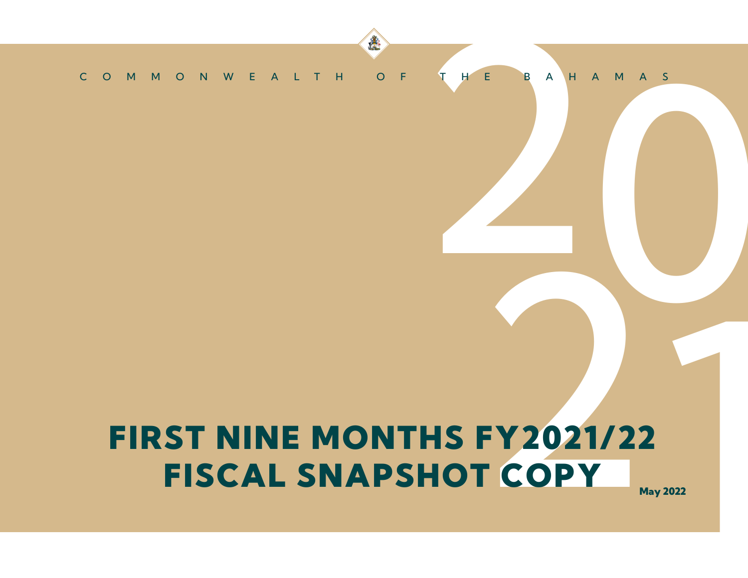COMMONWEALTH OF THE BAHAMAS

# FIRST NINE MONTHS FY2021/22 FISCAL SNAPSHOT COPY

**May 2022**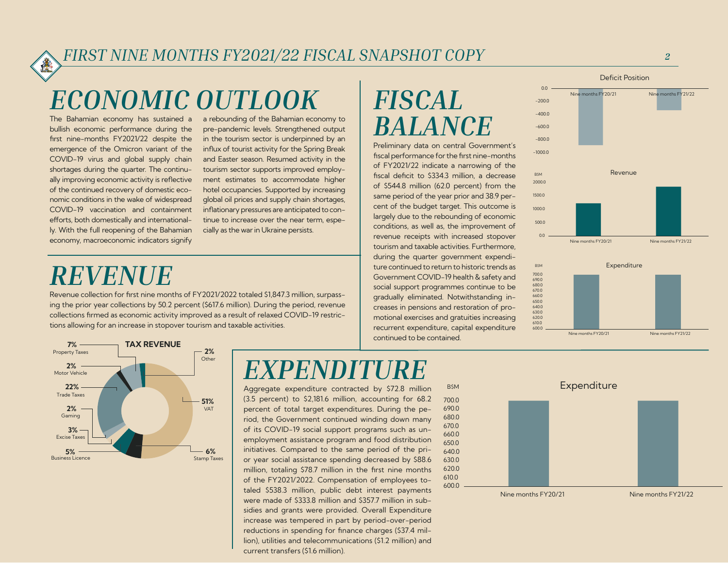# ECONOMIC OUTLOOK

The Bahamian economy has sustained a bullish economic performance during the first nine-months FY2021/22 despite the emergence of the Omicron variant of the COVID-19 virus and global supply chain shortages during the quarter. The continually improving economic activity is reflective of the continued recovery of domestic economic conditions in the wake of widespread COVID-19 vaccination and containment efforts, both domestically and internationally. With the full reopening of the Bahamian economy, macroeconomic indicators signify a rebounding of the Bahamian economy to pre-pandemic levels. Strengthened output in the tourism sector is underpinned by an influx of tourist activity for the Spring Break and Easter season. Resumed activity in the tourism sector supports improved employment estimates to accommodate higher hotel occupancies. Supported by increasing global oil prices and supply chain shortages, inflationary pressures are anticipated to continue to increase over the near term, especially as the war in Ukraine persists.

# REVENUE

Revenue collection for first nine months of FY2021/2022 totaled $1,847.3 million, surpassing the prior year collections by 50.2 percent ($617.6 million). During the period, revenue collections firmed as economic activity improved as a result of relaxed COVID-19 restrictions allowing for an increase in stopover tourism and taxable activities.

**TAX REVENUE**

| Category | Share |
| --- | --- |
| VAT | 51% |
| Trade Taxes | 22% |
| Property Taxes | 7% |
| Stamp Taxes | 6% |
| Business Licence | 5% |
| Excise Taxes | 3% |
| Motor Vehicle | 2% |
| Gaming | 2% |
| Other | 2% |

# FISCAL BALANCE

Preliminary data on central Government's fiscal performance for the first nine-months of FY2021/22 indicate a narrowing of the fiscal deficit to $334.3 million, a decrease of $544.8 million (62.0 percent) from the same period of the year prior and 38.9 percent of the budget target. This outcome is largely due to the rebounding of economic conditions, as well as, the improvement of revenue receipts with increased stopover tourism and taxable activities. Furthermore, during the quarter government expenditure continued to return to historic trends as Government COVID-19 health & safety and social support programmes continue to be gradually eliminated. Notwithstanding increases in pensions and restoration of promotional exercises and gratuities increasing recurrent expenditure, capital expenditure continued to be contained.

# EXPENDITURE

Aggregate expenditure contracted by $72.8 million (3.5 percent) to $2,181.6 million, accounting for 68.2 percent of total target expenditures. During the period, the Government continued winding down many of its COVID-19 social support programs such as unemployment assistance program and food distribution initiatives. Compared to the same period of the prior year social assistance spending decreased by $88.6 million, totaling $78.7 million in the first nine months of the FY2021/2022. Compensation of employees totaled $538.3 million, public debt interest payments were made of $333.8 million and $357.7 million in subsidies and grants were provided. Overall Expenditure increase was tempered in part by period-over-period reductions in spending for finance charges ($37.4 million), utilities and telecommunications ($1.2 million) and current transfers ($1.6 million).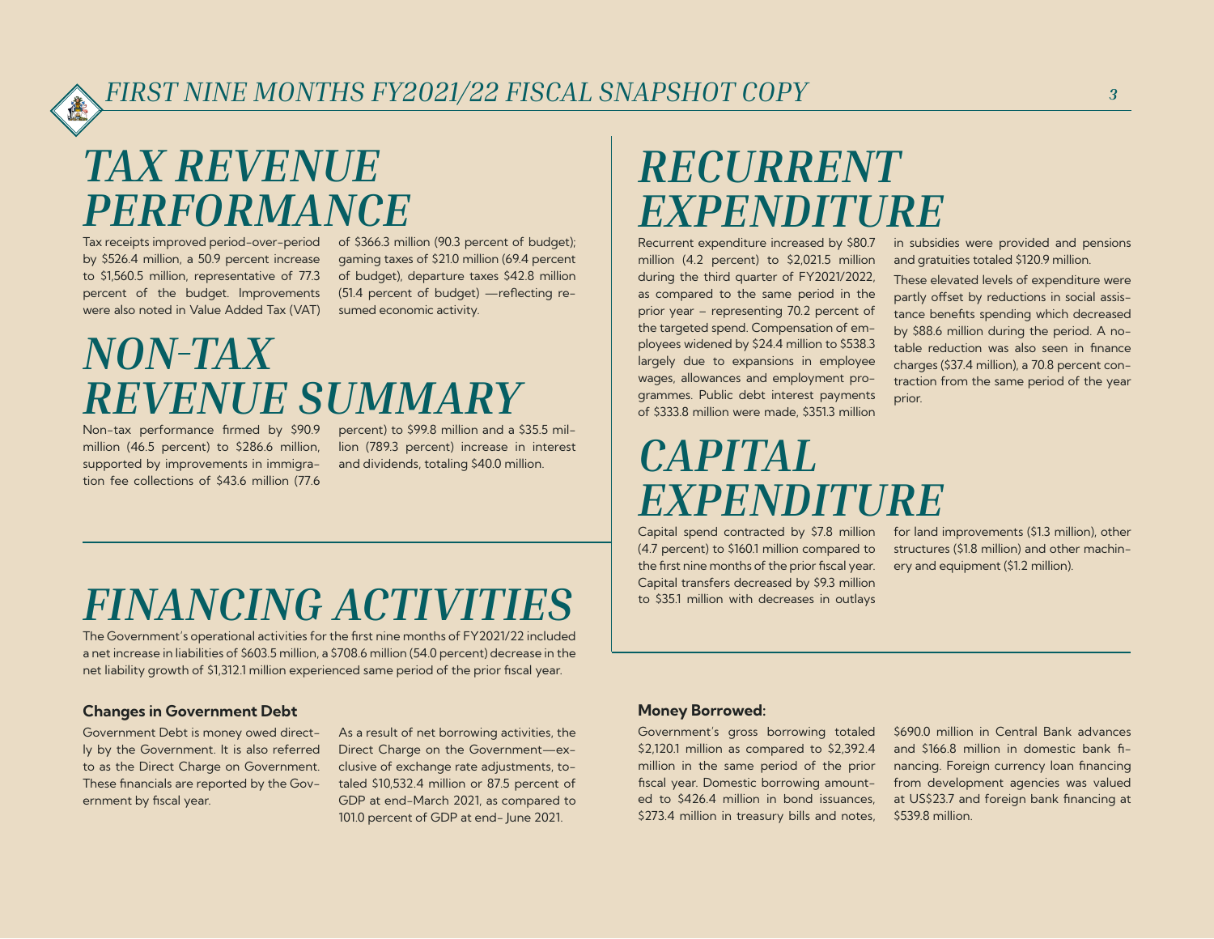# TAX REVENUE PERFORMANCE

Tax receipts improved period-over-period by $526.4 million, a 50.9 percent increase to $1,560.5 million, representative of 77.3 percent of the budget. Improvements were also noted in Value Added Tax (VAT) of $366.3 million (90.3 percent of budget); gaming taxes of $21.0 million (69.4 percent of budget), departure taxes $42.8 million (51.4 percent of budget) —reflecting resumed economic activity.

# NON-TAX REVENUE SUMMARY

Non-tax performance firmed by $90.9 million (46.5 percent) to $286.6 million, supported by improvements in immigration fee collections of $43.6 million (77.6 percent) to $99.8 million and a $35.5 million (789.3 percent) increase in interest and dividends, totaling $40.0 million.

# RECURRENT EXPENDITURE

Recurrent expenditure increased by $80.7 million (4.2 percent) to $2,021.5 million during the third quarter of FY2021/2022, as compared to the same period in the prior year – representing 70.2 percent of the targeted spend. Compensation of employees widened by $24.4 million to $538.3 largely due to expansions in employee wages, allowances and employment programmes. Public debt interest payments of $333.8 million were made, $351.3 million in subsidies were provided and pensions and gratuities totaled $120.9 million.

These elevated levels of expenditure were partly offset by reductions in social assistance benefits spending which decreased by $88.6 million during the period. A notable reduction was also seen in finance charges ($37.4 million), a 70.8 percent contraction from the same period of the year prior.

# CAPITAL EXPENDITURE

Capital spend contracted by $7.8 million (4.7 percent) to $160.1 million compared to the first nine months of the prior fiscal year. Capital transfers decreased by $9.3 million to $35.1 million with decreases in outlays for land improvements ($1.3 million), other structures ($1.8 million) and other machinery and equipment ($1.2 million).

# FINANCING ACTIVITIES

The Government's operational activities for the first nine months of FY2021/22 included a net increase in liabilities of $603.5 million, a $708.6 million (54.0 percent) decrease in the net liability growth of $1,312.1 million experienced same period of the prior fiscal year.

### Changes in Government Debt

Government Debt is money owed directly by the Government. It is also referred to as the Direct Charge on Government. These financials are reported by the Government by fiscal year.

As a result of net borrowing activities, the Direct Charge on the Government—exclusive of exchange rate adjustments, totaled $10,532.4 million or 87.5 percent of GDP at end-March 2021, as compared to 101.0 percent of GDP at end- June 2021.

### Money Borrowed:

Government's gross borrowing totaled $2,120.1 million as compared to $2,392.4 million in the same period of the prior fiscal year. Domestic borrowing amounted to $426.4 million in bond issuances, $273.4 million in treasury bills and notes, $690.0 million in Central Bank advances and $166.8 million in domestic bank financing. Foreign currency loan financing from development agencies was valued at US$23.7 and foreign bank financing at $539.8 million.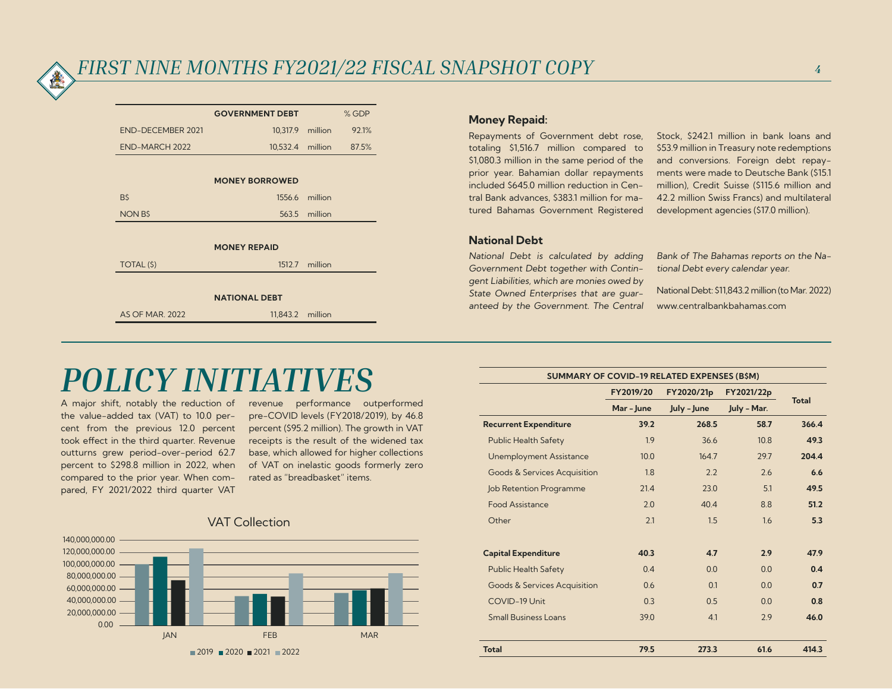# FIRST NINE MONTHS FY2021/22 FISCAL SNAPSHOT COPY

| | GOVERNMENT DEBT | | % GDP |
|---|---|---|---|
| END-DECEMBER 2021 | 10,317.9 | million | 92.1% |
| END-MARCH 2022 | 10,532.4 | million | 87.5% |

| | MONEY BORROWED | |
|---|---|---|
| B$ | 1556.6 | million |
| NON B$ | 563.5 | million |

| | MONEY REPAID | |
|---|---|---|
| TOTAL ($) | 1512.7 | million |

| | NATIONAL DEBT | |
|---|---|---|
| AS OF MAR. 2022 | 11,843.2 | million |

### Money Repaid:

Repayments of Government debt rose, totaling $1,516.7 million compared to $1,080.3 million in the same period of the prior year. Bahamian dollar repayments included $645.0 million reduction in Central Bank advances, $383.1 million for matured Bahamas Government Registered Stock, $242.1 million in bank loans and $53.9 million in Treasury note redemptions and conversions. Foreign debt repayments were made to Deutsche Bank ($15.1 million), Credit Suisse ($115.6 million and 42.2 million Swiss Francs) and multilateral development agencies ($17.0 million).

### National Debt

*National Debt is calculated by adding Government Debt together with Contingent Liabilities, which are monies owed by State Owned Enterprises that are guaranteed by the Government. The Central Bank of The Bahamas reports on the National Debt every calendar year.*

National Debt: $11,843.2 million (to Mar. 2022)
www.centralbankbahamas.com

# POLICY INITIATIVES

A major shift, notably the reduction of the value-added tax (VAT) to 10.0 percent from the previous 12.0 percent took effect in the third quarter. Revenue outturns grew period-over-period 62.7 percent to $298.8 million in 2022, when compared to the prior year. When compared, FY 2021/2022 third quarter VAT revenue performance outperformed pre-COVID levels (FY2018/2019), by 46.8 percent ($95.2 million). The growth in VAT receipts is the result of the widened tax base, which allowed for higher collections of VAT on inelastic goods formerly zero rated as "breadbasket" items.

**VAT Collection**

| | 2019 | 2020 | 2021 | 2022 |
|---|---|---|---|---|
| JAN | ~101,000,000 | ~113,000,000 | ~75,000,000 | ~127,000,000 |
| FEB | ~48,000,000 | ~52,000,000 | ~48,000,000 | ~86,000,000 |
| MAR | ~54,000,000 | ~58,000,000 | ~61,000,000 | ~86,000,000 |

| SUMMARY OF COVID-19 RELATED EXPENSES (B$M) | FY2019/20 | FY2020/21p | FY2021/22p | Total |
|---|---|---|---|---|
| | Mar - June | July - June | July - Mar. | |
| **Recurrent Expenditure** | **39.2** | **268.5** | **58.7** | **366.4** |
| Public Health Safety | 1.9 | 36.6 | 10.8 | **49.3** |
| Unemployment Assistance | 10.0 | 164.7 | 29.7 | **204.4** |
| Goods & Services Acquisition | 1.8 | 2.2 | 2.6 | **6.6** |
| Job Retention Programme | 21.4 | 23.0 | 5.1 | **49.5** |
| Food Assistance | 2.0 | 40.4 | 8.8 | **51.2** |
| Other | 2.1 | 1.5 | 1.6 | **5.3** |
| **Capital Expenditure** | **40.3** | **4.7** | **2.9** | **47.9** |
| Public Health Safety | 0.4 | 0.0 | 0.0 | **0.4** |
| Goods & Services Acquisition | 0.6 | 0.1 | 0.0 | **0.7** |
| COVID-19 Unit | 0.3 | 0.5 | 0.0 | **0.8** |
| Small Business Loans | 39.0 | 4.1 | 2.9 | **46.0** |
| **Total** | **79.5** | **273.3** | **61.6** | **414.3** |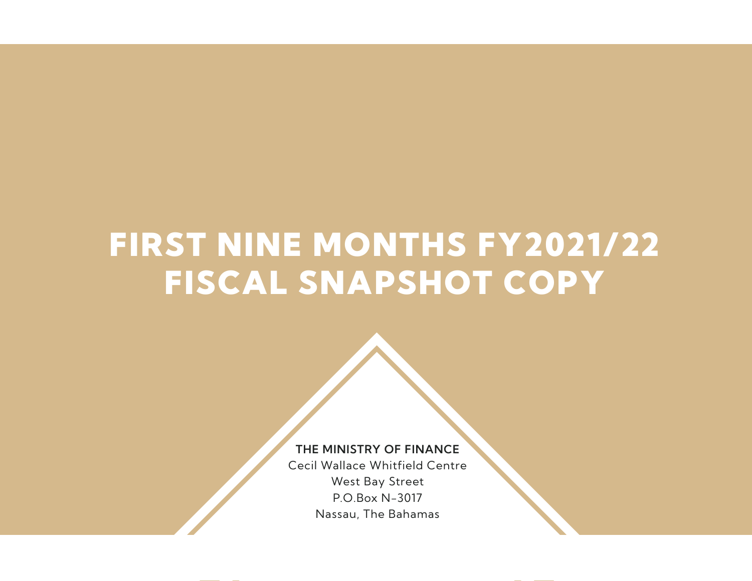# FIRST NINE MONTHS FY2021/22 FISCAL SNAPSHOT COPY

**THE MINISTRY OF FINANCE**

Cecil Wallace Whitfield Centre

West Bay Street

P.O.Box N-3017

Nassau, The Bahamas